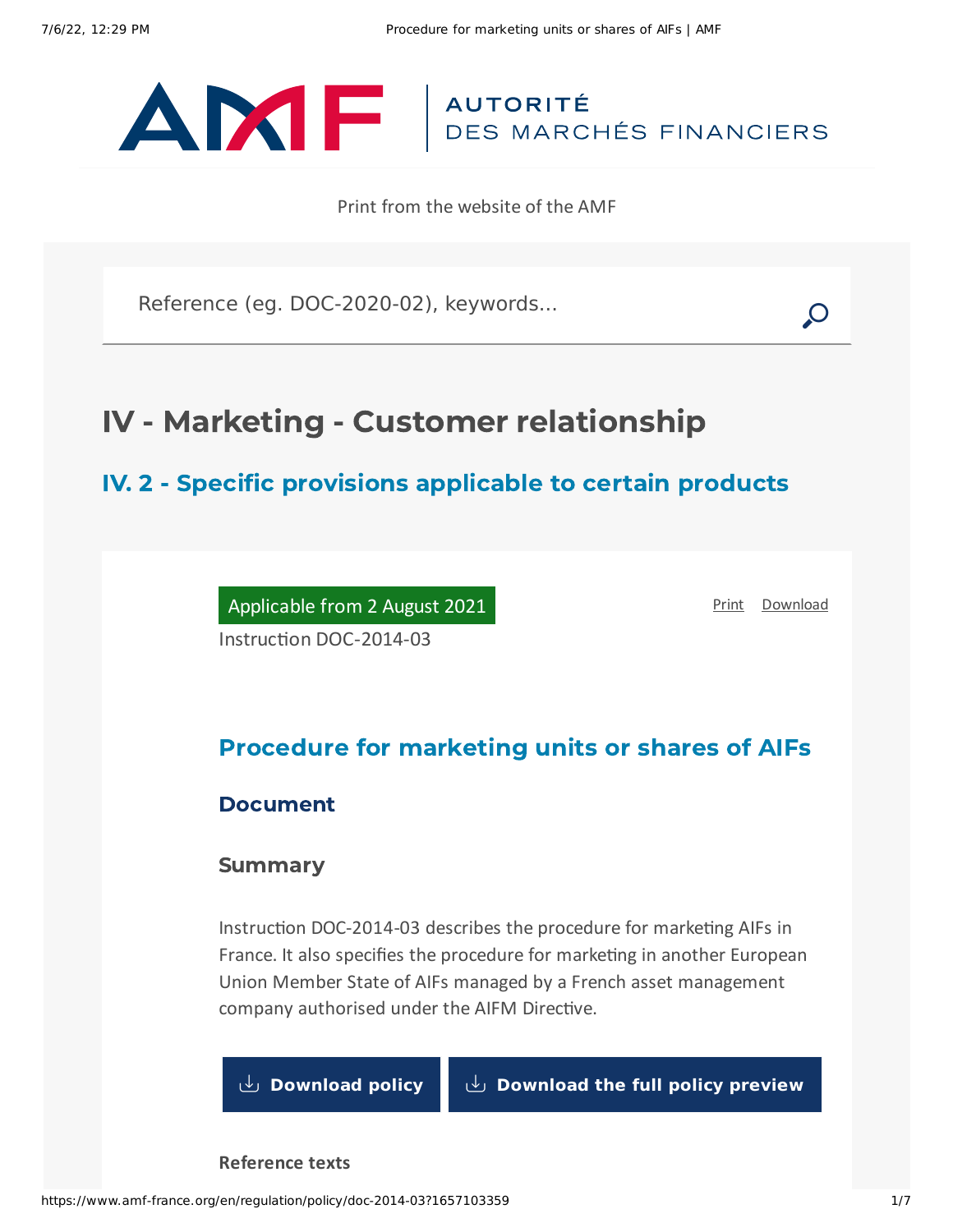Print from the website of the AMF

# IV - Marketing - Customer relationship

## IV. 2 - Specific provisions applicable to certain products

Applicable from 2 August 2021

Instruction DOC-2014-03

## Procedure for marketing units or shares of AIFs

### Document

#### Summary

Instruction DOC-2014-03 describes the procedure for marketing AIFs in France. It also specifies the procedure for marketing in another European Union Member State of AIFs managed by a French asset management company authorised under the AIFM Directive.

**Reference texts**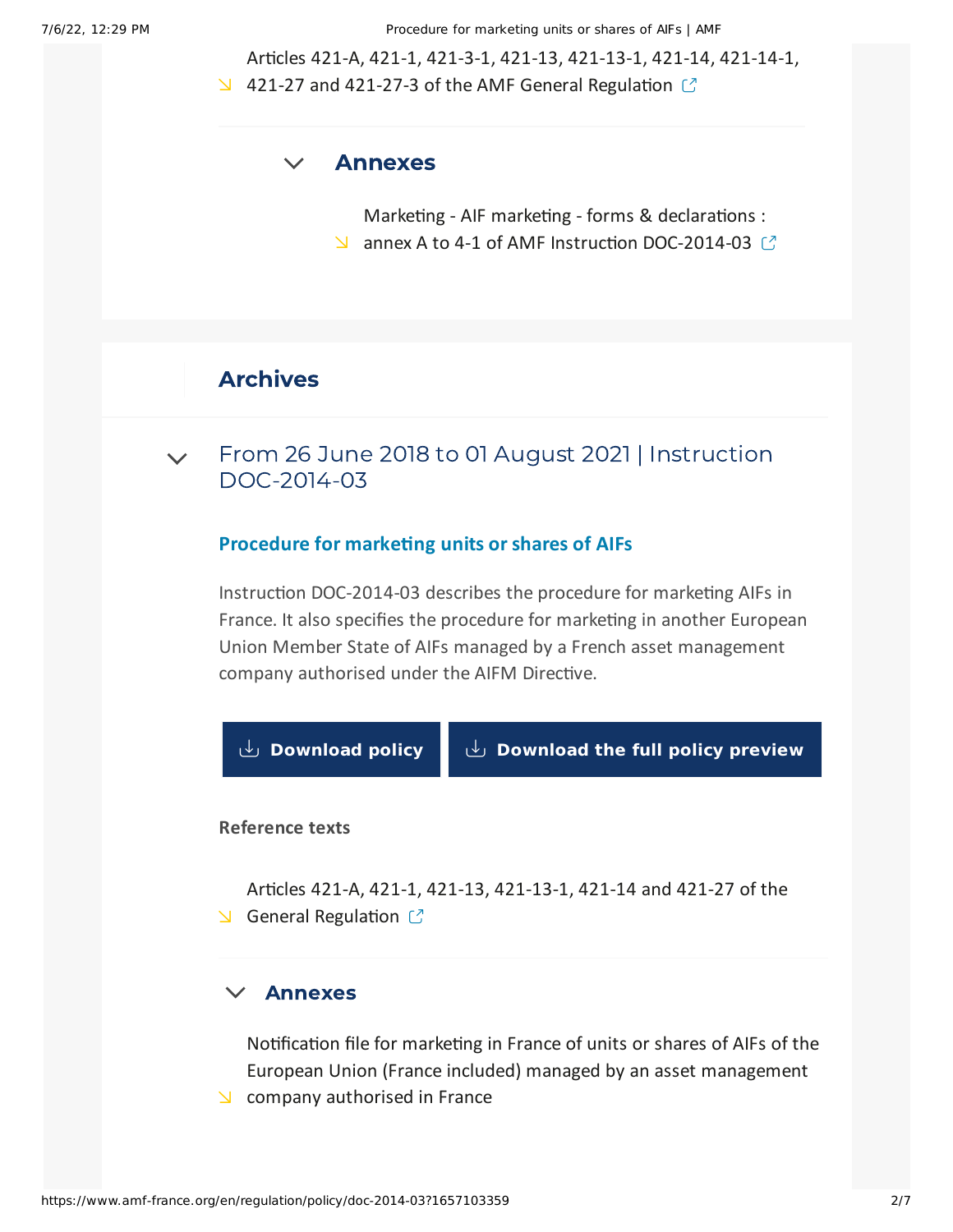- Articles 421-A, 421-1, 421-3-1, 421-13, 421-13-1, 421-14, 421-14-1, 421-27 and 421-27-3 of the AMF General Regulation

### Annexes

- Marketing - AIF marketing - forms & declarations : annex A to 4-1 of AMF Instruction DOC-2014-03

## Archives

### From 26 June 2018 to 01 August 2021 | Instruction DOC-2014-03

#### Procedure for marketing units or shares of AIFs

Instruction DOC-2014-03 describes the procedure for marketing AIFs in France. It also specifies the procedure for marketing in another European Union Member State of AIFs managed by a French asset management company authorised under the AIFM Directive.

Download policy | Download the full policy preview

**Reference texts**

- Articles 421-A, 421-1, 421-13, 421-13-1, 421-14 and 421-27 of the General Regulation

### Annexes

- Notification file for marketing in France of units or shares of AIFs of the European Union (France included) managed by an asset management company authorised in France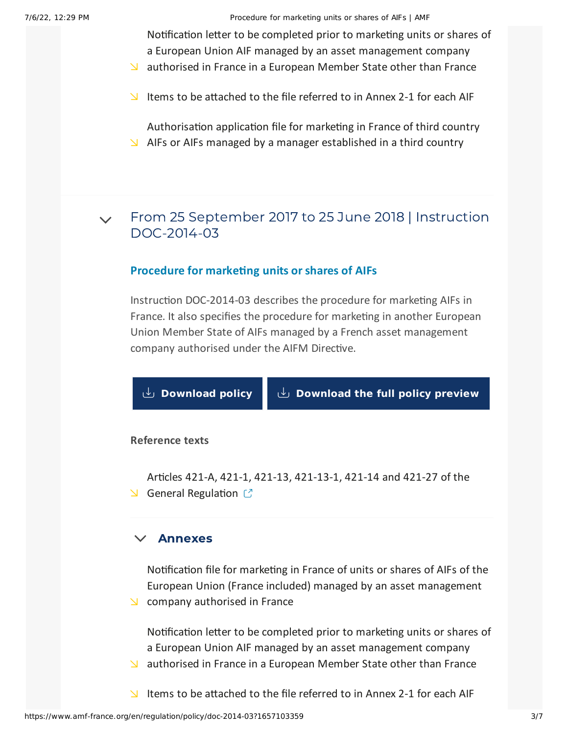- Notification letter to be completed prior to marketing units or shares of a European Union AIF managed by an asset management company authorised in France in a European Member State other than France
- Items to be attached to the file referred to in Annex 2-1 for each AIF
- Authorisation application file for marketing in France of third country AIFs or AIFs managed by a manager established in a third country

## From 25 September 2017 to 25 June 2018 | Instruction DOC-2014-03

### Procedure for marketing units or shares of AIFs

Instruction DOC-2014-03 describes the procedure for marketing AIFs in France. It also specifies the procedure for marketing in another European Union Member State of AIFs managed by a French asset management company authorised under the AIFM Directive.

Download policy

Download the full policy preview

**Reference texts**

- Articles 421-A, 421-1, 421-13, 421-13-1, 421-14 and 421-27 of the General Regulation

### Annexes

- Notification file for marketing in France of units or shares of AIFs of the European Union (France included) managed by an asset management company authorised in France
- Notification letter to be completed prior to marketing units or shares of a European Union AIF managed by an asset management company authorised in France in a European Member State other than France
- Items to be attached to the file referred to in Annex 2-1 for each AIF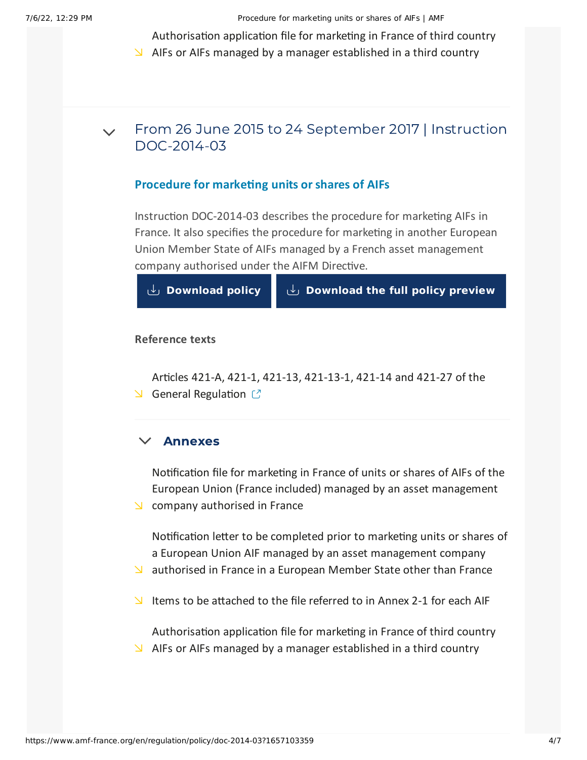- Authorisation application file for marketing in France of third country AIFs or AIFs managed by a manager established in a third country

## From 26 June 2015 to 24 September 2017 | Instruction DOC-2014-03

### Procedure for marketing units or shares of AIFs

Instruction DOC-2014-03 describes the procedure for marketing AIFs in France. It also specifies the procedure for marketing in another European Union Member State of AIFs managed by a French asset management company authorised under the AIFM Directive.

Download policy | Download the full policy preview

**Reference texts**

- Articles 421-A, 421-1, 421-13, 421-13-1, 421-14 and 421-27 of the General Regulation

### Annexes

- Notification file for marketing in France of units or shares of AIFs of the European Union (France included) managed by an asset management company authorised in France
- Notification letter to be completed prior to marketing units or shares of a European Union AIF managed by an asset management company authorised in France in a European Member State other than France
- Items to be attached to the file referred to in Annex 2-1 for each AIF
- Authorisation application file for marketing in France of third country AIFs or AIFs managed by a manager established in a third country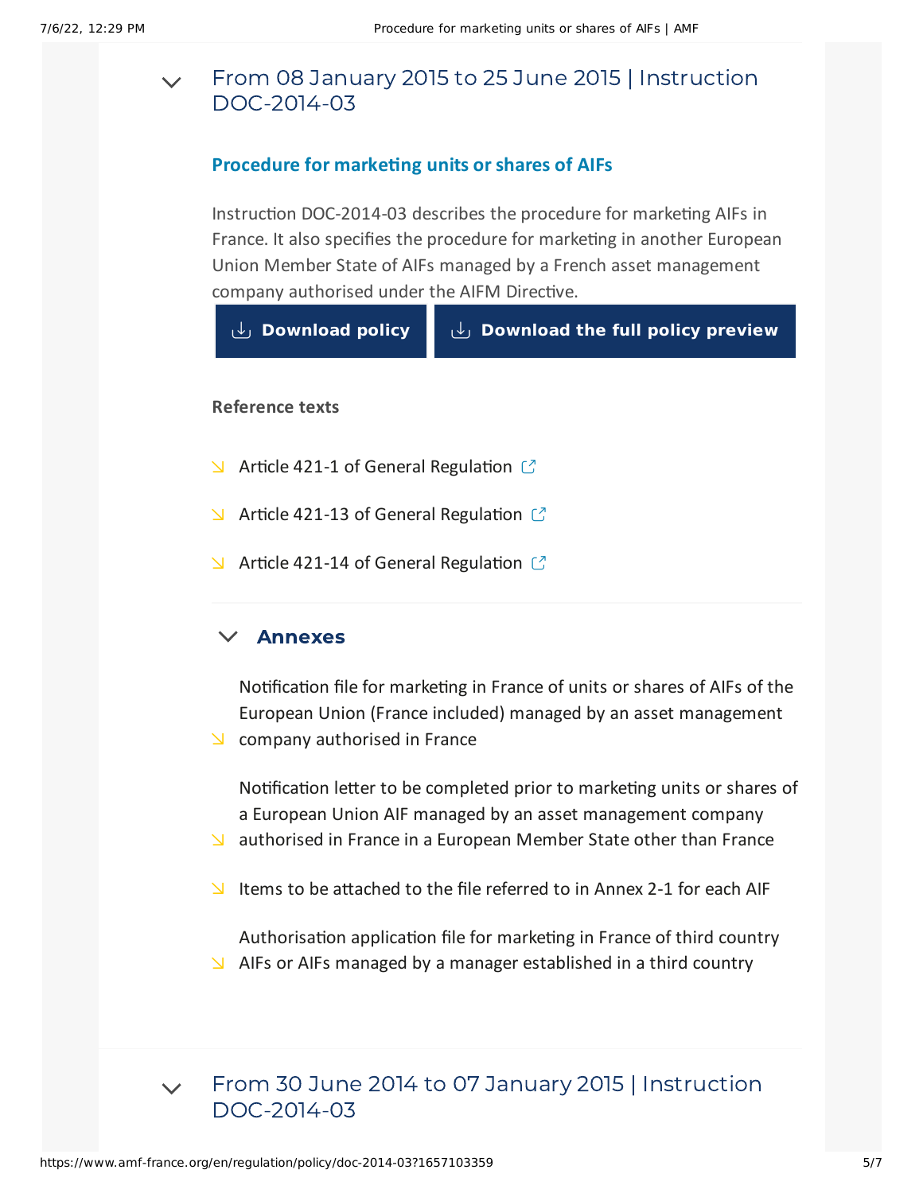## From 08 January 2015 to 25 June 2015 | Instruction DOC-2014-03

### Procedure for marketing units or shares of AIFs

Instruction DOC-2014-03 describes the procedure for marketing AIFs in France. It also specifies the procedure for marketing in another European Union Member State of AIFs managed by a French asset management company authorised under the AIFM Directive.

**Download policy** **Download the full policy preview**

**Reference texts**

- Article 421-1 of General Regulation
- Article 421-13 of General Regulation
- Article 421-14 of General Regulation

### Annexes

- Notification file for marketing in France of units or shares of AIFs of the European Union (France included) managed by an asset management company authorised in France
- Notification letter to be completed prior to marketing units or shares of a European Union AIF managed by an asset management company authorised in France in a European Member State other than France
- Items to be attached to the file referred to in Annex 2-1 for each AIF
- Authorisation application file for marketing in France of third country AIFs or AIFs managed by a manager established in a third country

## From 30 June 2014 to 07 January 2015 | Instruction DOC-2014-03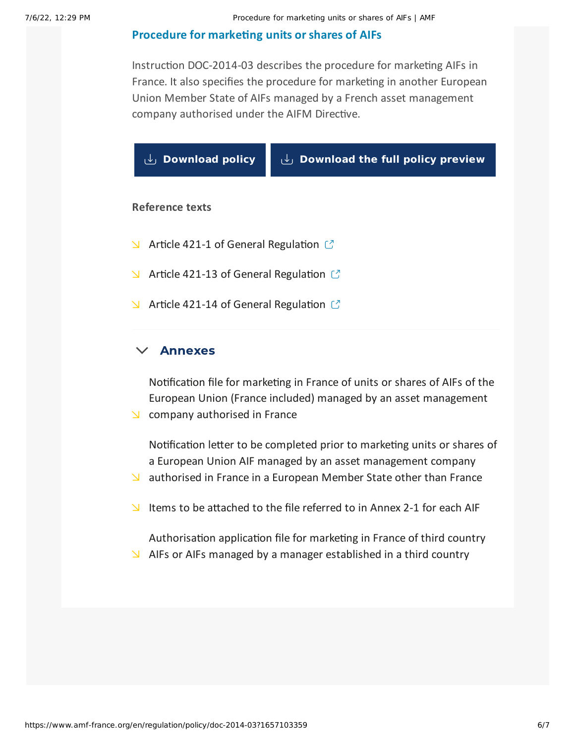## Procedure for marketing units or shares of AIFs

Instruction DOC-2014-03 describes the procedure for marketing AIFs in France. It also specifies the procedure for marketing in another European Union Member State of AIFs managed by a French asset management company authorised under the AIFM Directive.

Download policy

Download the full policy preview

**Reference texts**

- Article 421-1 of General Regulation
- Article 421-13 of General Regulation
- Article 421-14 of General Regulation

### Annexes

- Notification file for marketing in France of units or shares of AIFs of the European Union (France included) managed by an asset management company authorised in France
- Notification letter to be completed prior to marketing units or shares of a European Union AIF managed by an asset management company authorised in France in a European Member State other than France
- Items to be attached to the file referred to in Annex 2-1 for each AIF
- Authorisation application file for marketing in France of third country AIFs or AIFs managed by a manager established in a third country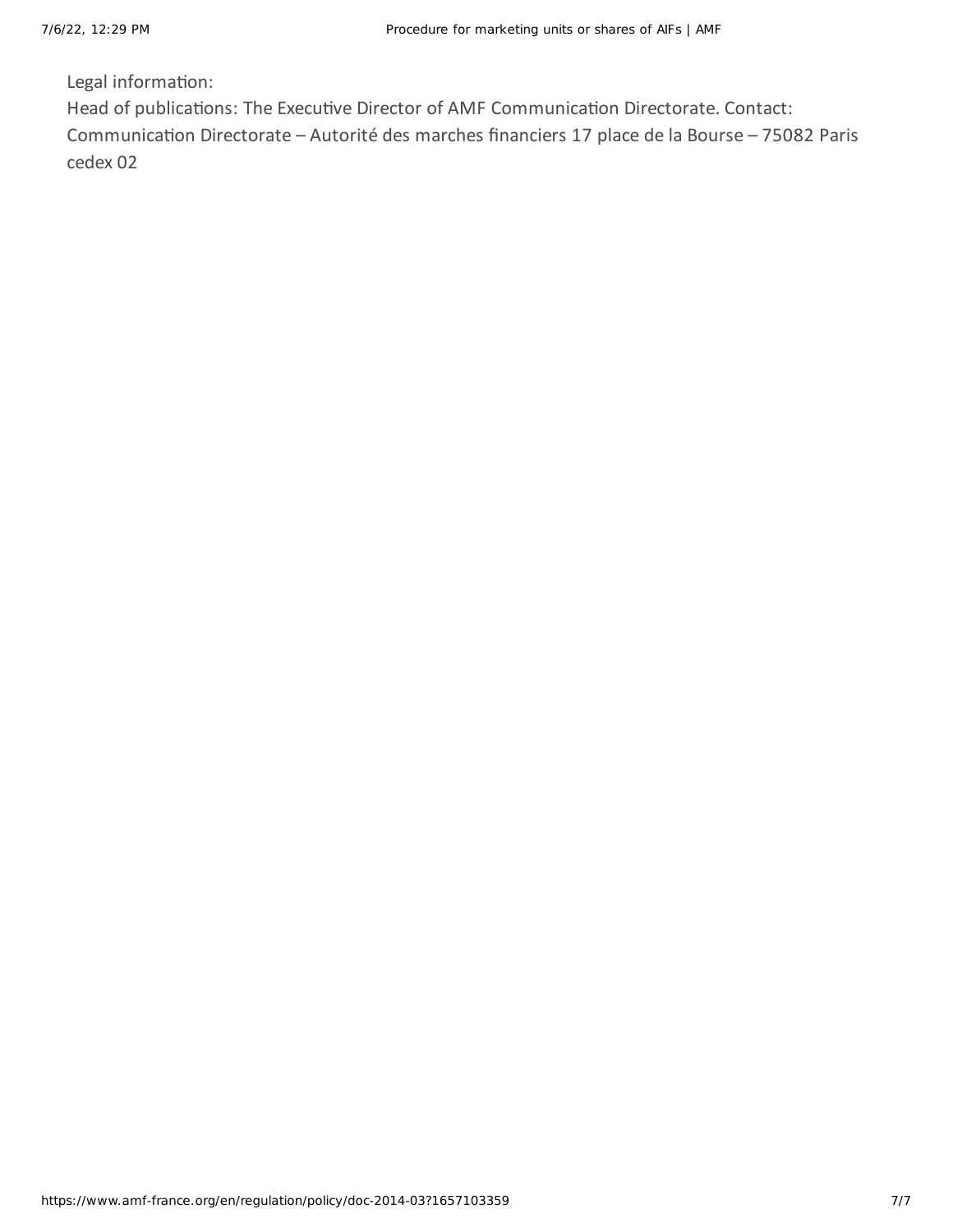Legal information:

Head of publications: The Executive Director of AMF Communication Directorate. Contact: Communication Directorate – Autorité des marches financiers 17 place de la Bourse – 75082 Paris cedex 02